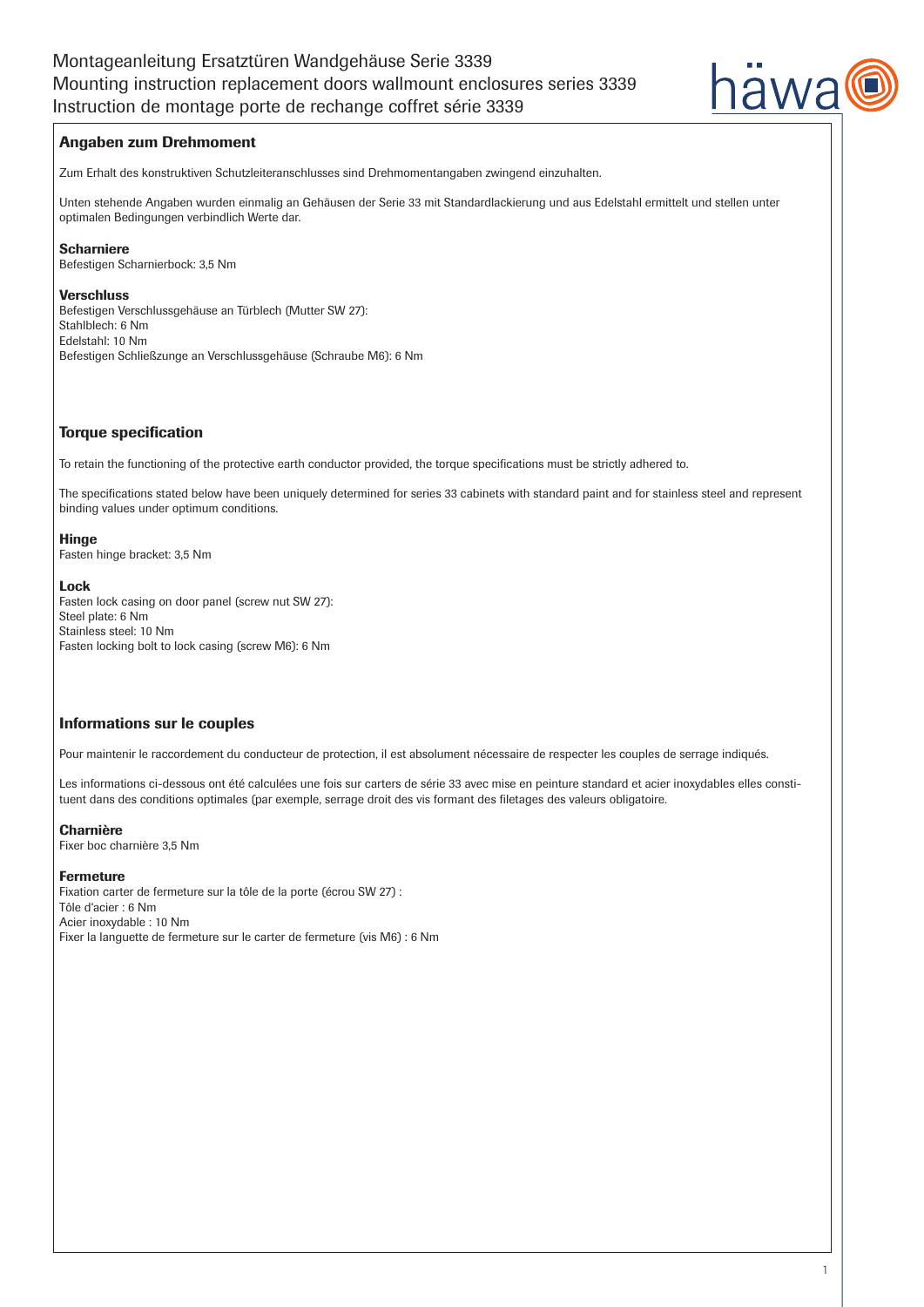# Montageanleitung Ersatztüren Wandgehäuse Serie 3339
# Mounting instruction replacement doors wallmount enclosures series 3339
# Instruction de montage porte de rechange coffret série 3339

## Angaben zum Drehmoment

Zum Erhalt des konstruktiven Schutzleiteranschlusses sind Drehmomentangaben zwingend einzuhalten.

Unten stehende Angaben wurden einmalig an Gehäusen der Serie 33 mit Standardlackierung und aus Edelstahl ermittelt und stellen unter optimalen Bedingungen verbindlich Werte dar.

### Scharniere

Befestigen Scharnierbock: 3,5 Nm

### Verschluss

Befestigen Verschlussgehäuse an Türblech (Mutter SW 27):
Stahlblech: 6 Nm
Edelstahl: 10 Nm
Befestigen Schließzunge an Verschlussgehäuse (Schraube M6): 6 Nm

## Torque specification

To retain the functioning of the protective earth conductor provided, the torque specifications must be strictly adhered to.

The specifications stated below have been uniquely determined for series 33 cabinets with standard paint and for stainless steel and represent binding values under optimum conditions.

### Hinge

Fasten hinge bracket: 3,5 Nm

### Lock

Fasten lock casing on door panel (screw nut SW 27):
Steel plate: 6 Nm
Stainless steel: 10 Nm
Fasten locking bolt to lock casing (screw M6): 6 Nm

## Informations sur le couples

Pour maintenir le raccordement du conducteur de protection, il est absolument nécessaire de respecter les couples de serrage indiqués.

Les informations ci-dessous ont été calculées une fois sur carters de série 33 avec mise en peinture standard et acier inoxydables elles constituent dans des conditions optimales (par exemple, serrage droit des vis formant des filetages des valeurs obligatoire.

### Charnière

Fixer boc charnière 3,5 Nm

### Fermeture

Fixation carter de fermeture sur la tôle de la porte (écrou SW 27) :
Tôle d'acier : 6 Nm
Acier inoxydable : 10 Nm
Fixer la languette de fermeture sur le carter de fermeture (vis M6) : 6 Nm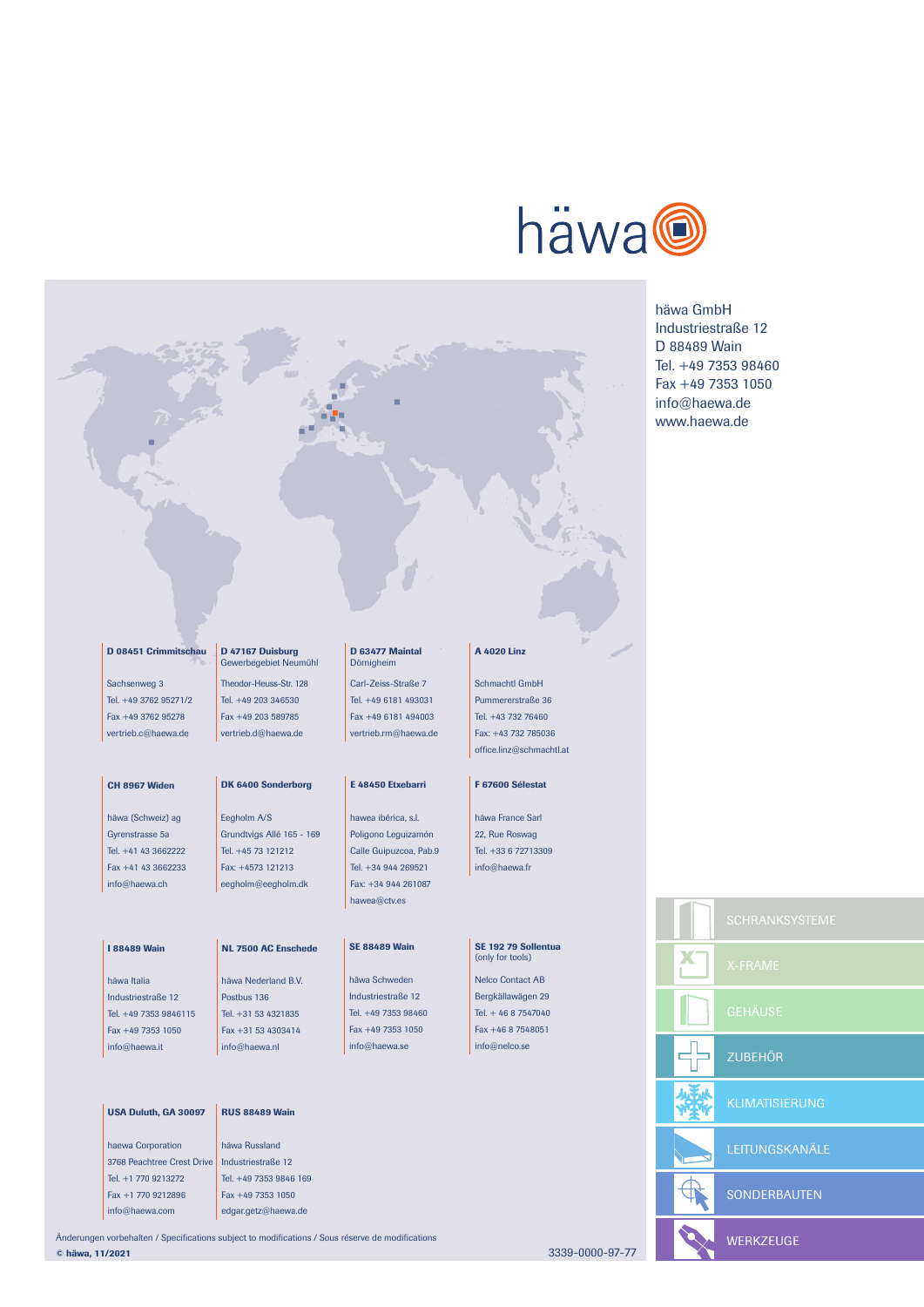häwa GmbH
Industriestraße 12
D 88489 Wain
Tel. +49 7353 98460
Fax +49 7353 1050
info@haewa.de
www.haewa.de

**D 08451 Crimmitschau**

Sachsenweg 3
Tel. +49 3762 95271/2
Fax +49 3762 95278
vertrieb.c@haewa.de

**D 47167 Duisburg**
Gewerbegebiet Neumühl

Theodor-Heuss-Str. 128
Tel. +49 203 346530
Fax +49 203 589785
vertrieb.d@haewa.de

**D 63477 Maintal**
Dörnigheim

Carl-Zeiss-Straße 7
Tel. +49 6181 493031
Fax +49 6181 494003
vertrieb.rm@haewa.de

**A 4020 Linz**

Schmachtl GmbH
Pummererstraße 36
Tel. +43 732 76460
Fax: +43 732 785036
office.linz@schmachtl.at

**CH 8967 Widen**

häwa (Schweiz) ag
Gyrenstrasse 5a
Tel. +41 43 3662222
Fax +41 43 3662233
info@haewa.ch

**DK 6400 Sonderborg**

Eegholm A/S
Grundtvigs Allé 165 - 169
Tel. +45 73 121212
Fax: +4573 121213
eegholm@eegholm.dk

**E 48450 Etxebarri**

hawea ibérica, s.l.
Poligono Leguizamón
Calle Guipuzcoa, Pab.9
Tel. +34 944 269521
Fax: +34 944 261087
hawea@ctv.es

**F 67600 Sélestat**

häwa France Sarl
22, Rue Roswag
Tel. +33 6 72713309
info@haewa.fr

**I 88489 Wain**

häwa Italia
Industriestraße 12
Tel. +49 7353 9846115
Fax +49 7353 1050
info@haewa.it

**NL 7500 AC Enschede**

häwa Nederland B.V.
Postbus 136
Tel. +31 53 4321835
Fax +31 53 4303414
info@haewa.nl

**SE 88489 Wain**

häwa Schweden
Industriestraße 12
Tel. +49 7353 98460
Fax +49 7353 1050
info@haewa.se

**SE 192 79 Sollentua**
(only for tools)

Nelco Contact AB
Bergkällawägen 29
Tel. + 46 8 7547040
Fax +46 8 7548051
info@nelco.se

**USA Duluth, GA 30097**

haewa Corporation
3768 Peachtree Crest Drive
Tel. +1 770 9213272
Fax +1 770 9212896
info@haewa.com

**RUS 88489 Wain**

häwa Russland
Industriestraße 12
Tel. +49 7353 9846 169
Fax +49 7353 1050
edgar.getz@haewa.de

SCHRANKSYSTEME
X-FRAME
GEHÄUSE
ZUBEHÖR
KLIMATISIERUNG
LEITUNGSKANÄLE
SONDERBAUTEN
WERKZEUGE

Änderungen vorbehalten / Specifications subject to modifications / Sous réserve de modifications
**© häwa, 11/2021**

3339-0000-97-77